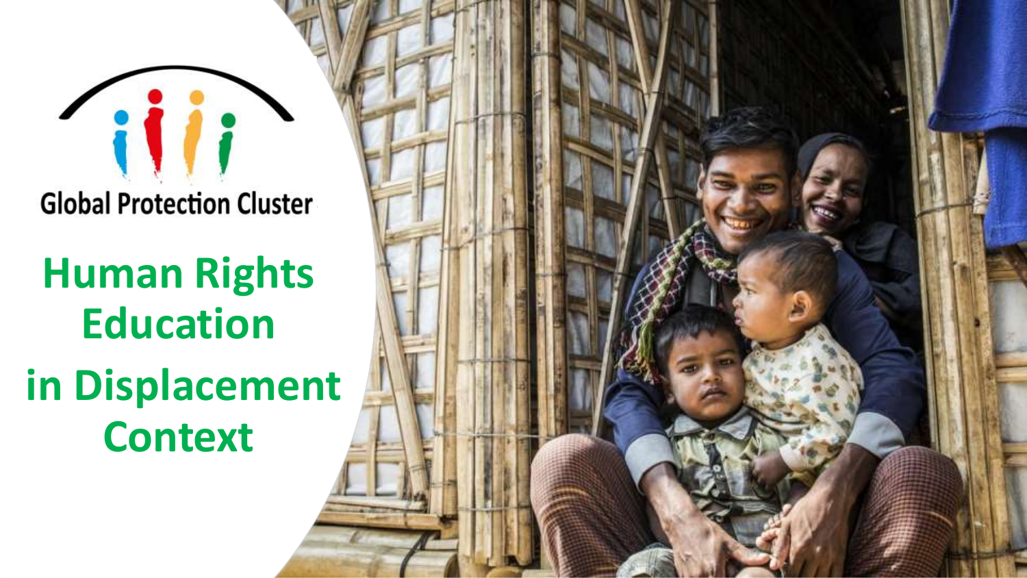Global Protection Cluster

# Human Rights Education in Displacement Context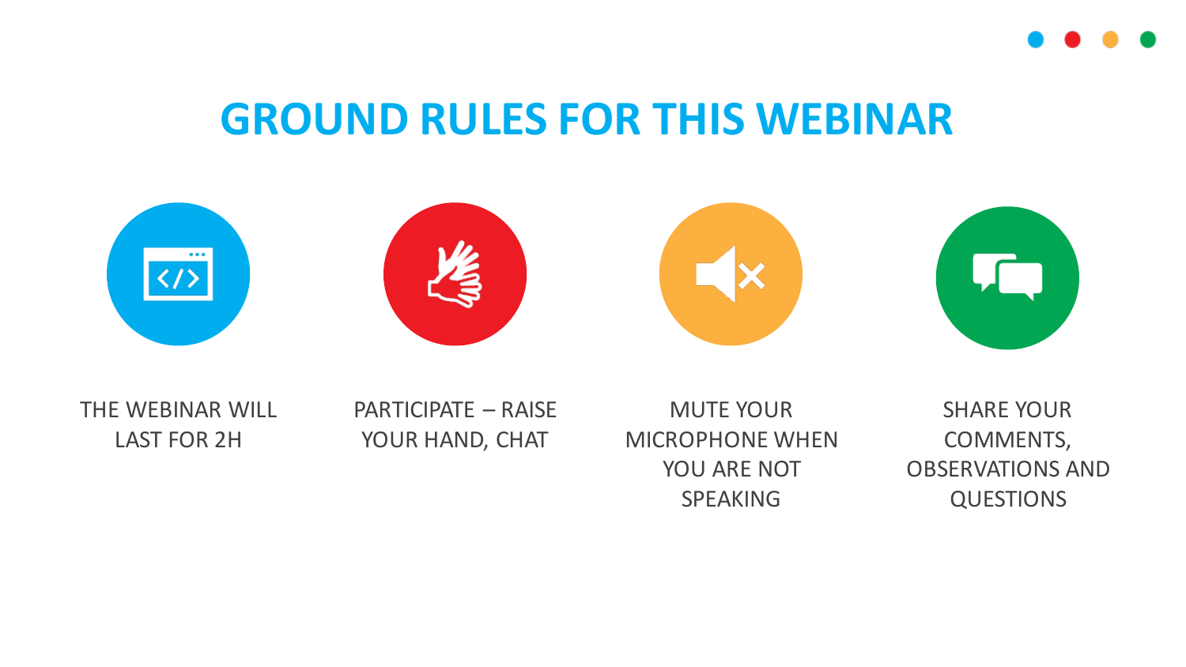# GROUND RULES FOR THIS WEBINAR

- THE WEBINAR WILL LAST FOR 2H
- PARTICIPATE – RAISE YOUR HAND, CHAT
- MUTE YOUR MICROPHONE WHEN YOU ARE NOT SPEAKING
- SHARE YOUR COMMENTS, OBSERVATIONS AND QUESTIONS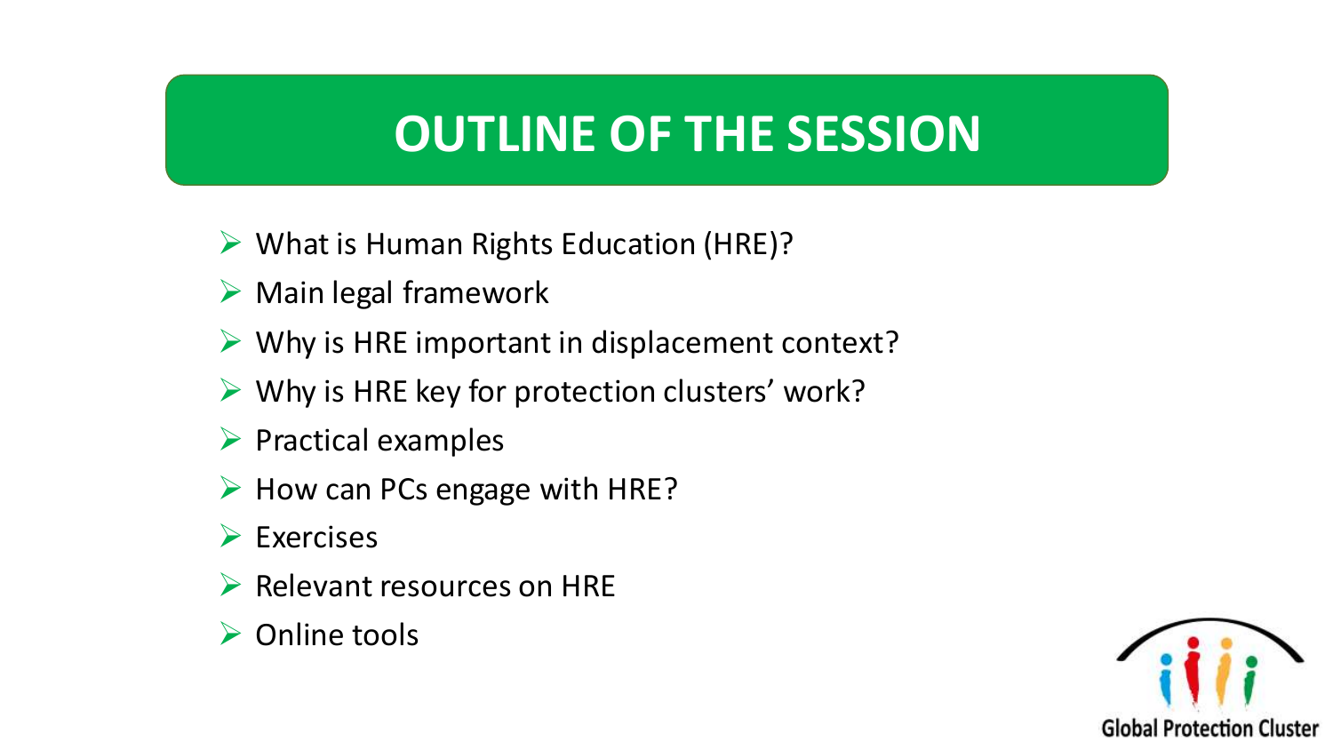# OUTLINE OF THE SESSION

- What is Human Rights Education (HRE)?
- Main legal framework
- Why is HRE important in displacement context?
- Why is HRE key for protection clusters' work?
- Practical examples
- How can PCs engage with HRE?
- Exercises
- Relevant resources on HRE
- Online tools

Global Protection Cluster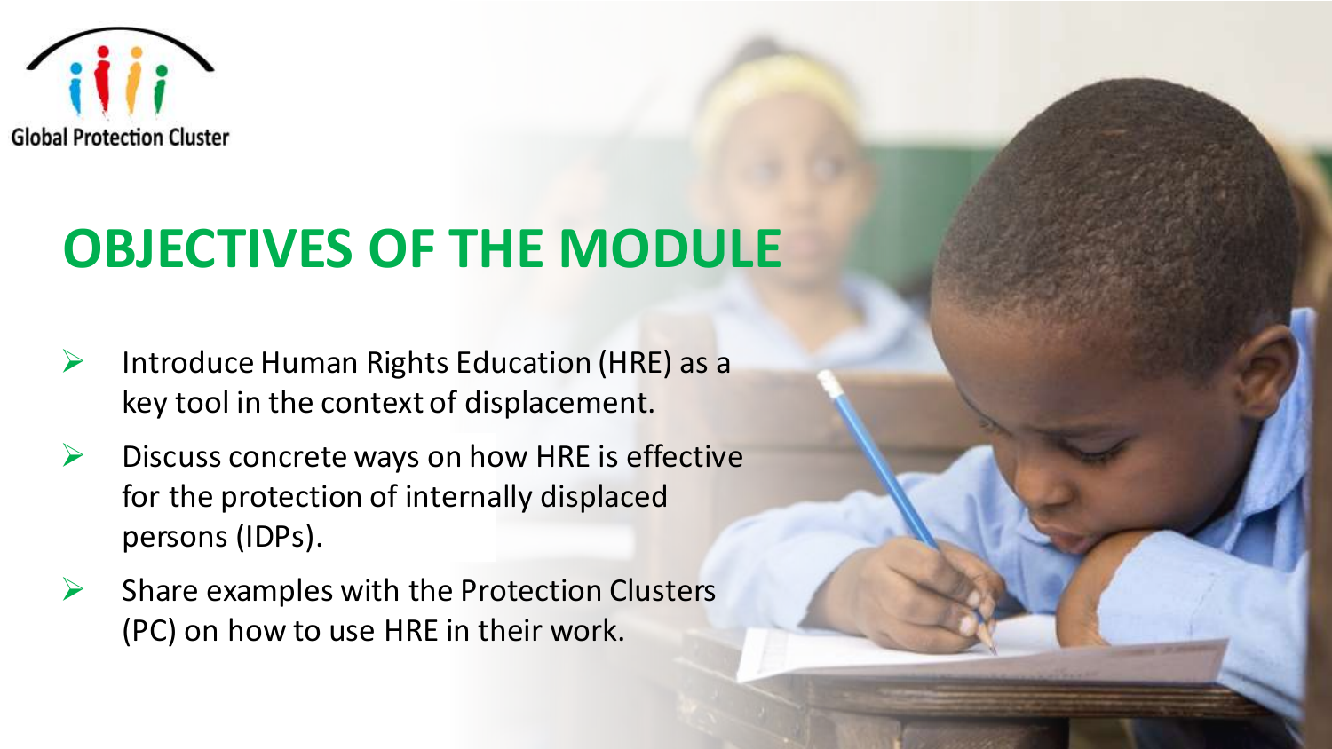Global Protection Cluster

# OBJECTIVES OF THE MODULE

- Introduce Human Rights Education (HRE) as a key tool in the context of displacement.
- Discuss concrete ways on how HRE is effective for the protection of internally displaced persons (IDPs).
- Share examples with the Protection Clusters (PC) on how to use HRE in their work.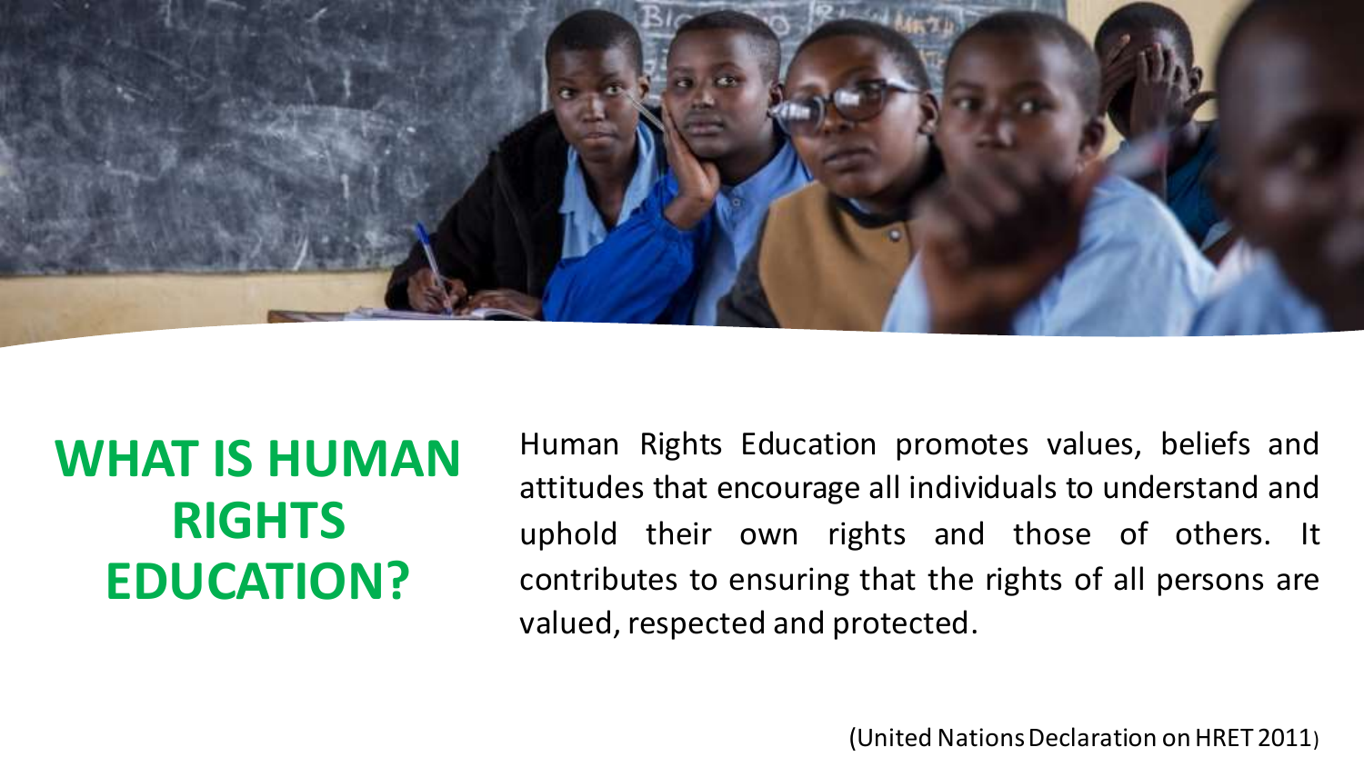# WHAT IS HUMAN RIGHTS EDUCATION?

Human Rights Education promotes values, beliefs and attitudes that encourage all individuals to understand and uphold their own rights and those of others. It contributes to ensuring that the rights of all persons are valued, respected and protected.

(United Nations Declaration on HRET 2011)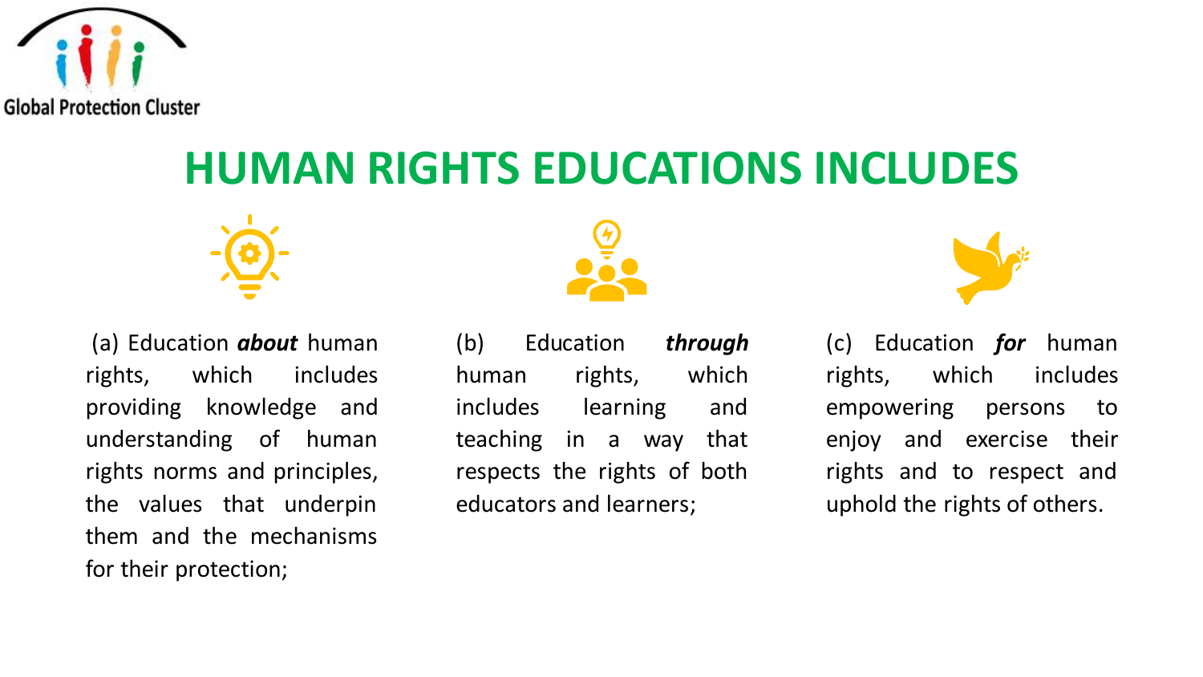# HUMAN RIGHTS EDUCATIONS INCLUDES

(a) Education ***about*** human rights, which includes providing knowledge and understanding of human rights norms and principles, the values that underpin them and the mechanisms for their protection;

(b) Education ***through*** human rights, which includes learning and teaching in a way that respects the rights of both educators and learners;

(c) Education ***for*** human rights, which includes empowering persons to enjoy and exercise their rights and to respect and uphold the rights of others.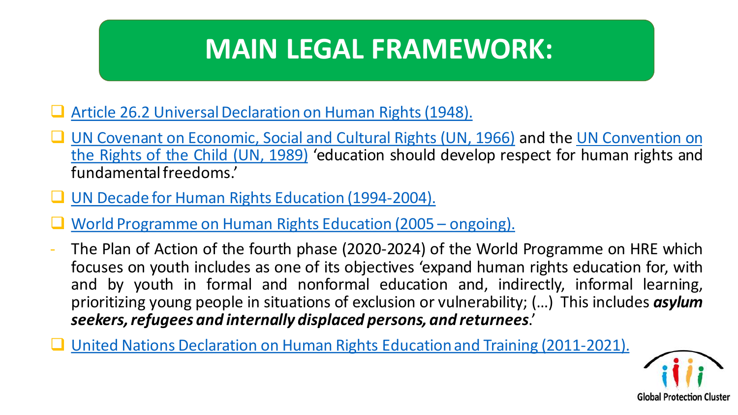# MAIN LEGAL FRAMEWORK:

- Article 26.2 Universal Declaration on Human Rights (1948).
- UN Covenant on Economic, Social and Cultural Rights (UN, 1966) and the UN Convention on the Rights of the Child (UN, 1989) 'education should develop respect for human rights and fundamental freedoms.'
- UN Decade for Human Rights Education (1994-2004).
- World Programme on Human Rights Education (2005 – ongoing).
  - The Plan of Action of the fourth phase (2020-2024) of the World Programme on HRE which focuses on youth includes as one of its objectives 'expand human rights education for, with and by youth in formal and nonformal education and, indirectly, informal learning, prioritizing young people in situations of exclusion or vulnerability; (…) This includes ***asylum seekers, refugees and internally displaced persons, and returnees***.'
- United Nations Declaration on Human Rights Education and Training (2011-2021).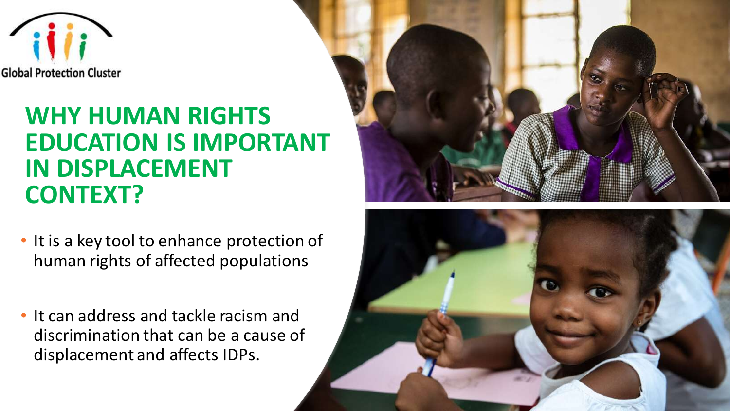Global Protection Cluster

# WHY HUMAN RIGHTS EDUCATION IS IMPORTANT IN DISPLACEMENT CONTEXT?

- It is a key tool to enhance protection of human rights of affected populations
- It can address and tackle racism and discrimination that can be a cause of displacement and affects IDPs.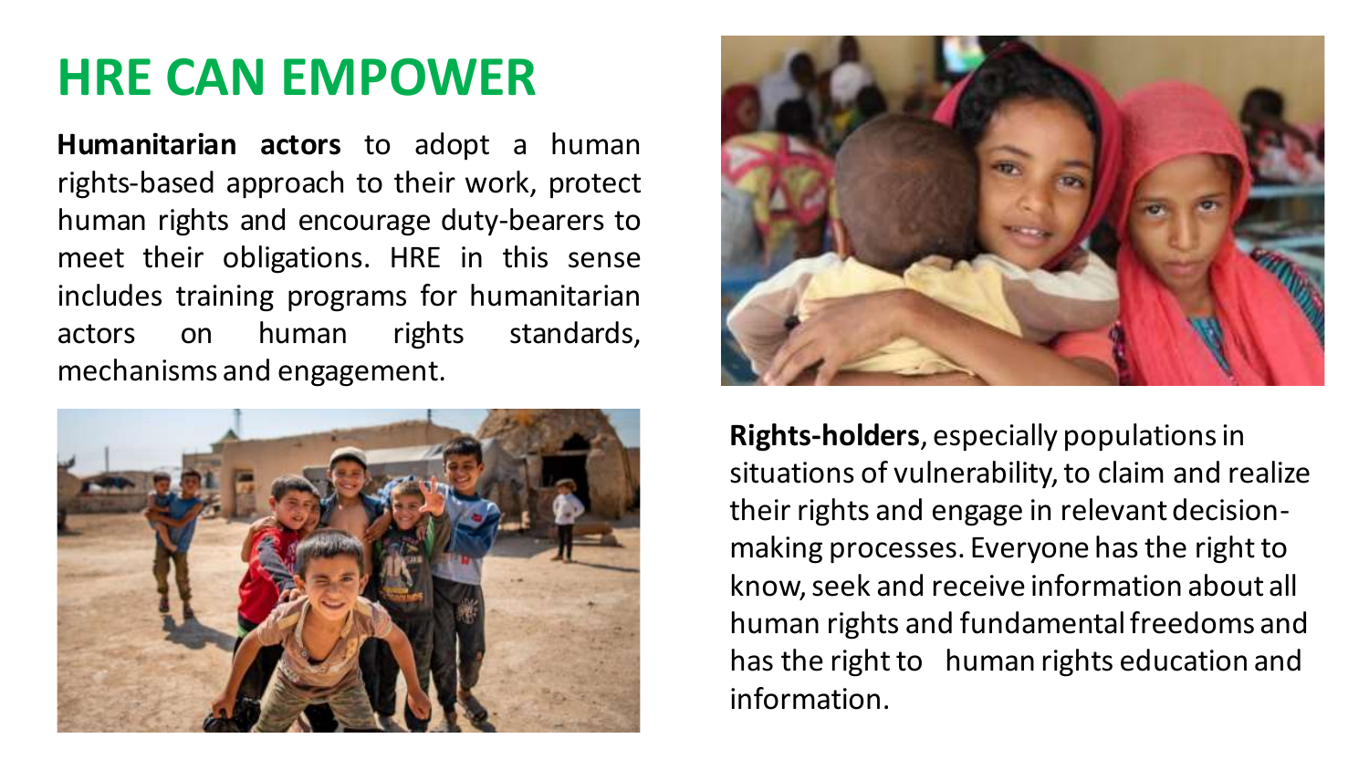# HRE CAN EMPOWER

**Humanitarian actors** to adopt a human rights-based approach to their work, protect human rights and encourage duty-bearers to meet their obligations. HRE in this sense includes training programs for humanitarian actors on human rights standards, mechanisms and engagement.

**Rights-holders**, especially populations in situations of vulnerability, to claim and realize their rights and engage in relevant decision-making processes. Everyone has the right to know, seek and receive information about all human rights and fundamental freedoms and has the right to human rights education and information.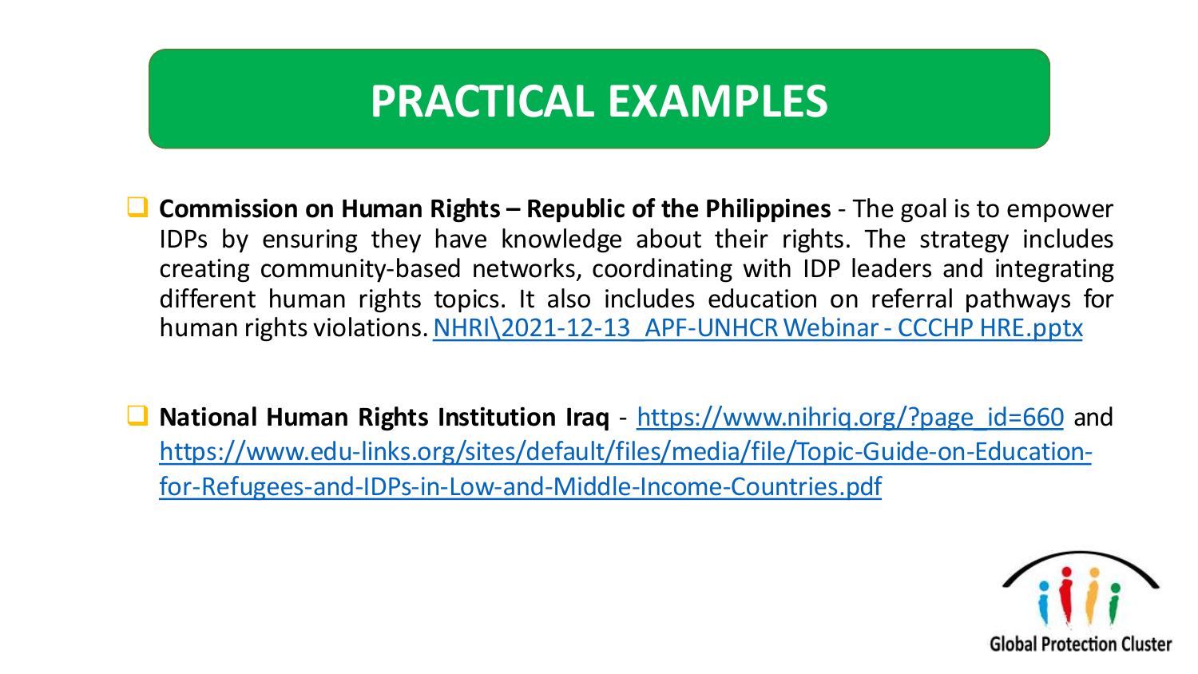# PRACTICAL EXAMPLES

- **Commission on Human Rights – Republic of the Philippines** - The goal is to empower IDPs by ensuring they have knowledge about their rights. The strategy includes creating community-based networks, coordinating with IDP leaders and integrating different human rights topics. It also includes education on referral pathways for human rights violations. NHRI\2021-12-13 APF-UNHCR Webinar - CCCHP HRE.pptx

- **National Human Rights Institution Iraq** - https://www.nihriq.org/?page_id=660 and https://www.edu-links.org/sites/default/files/media/file/Topic-Guide-on-Education-for-Refugees-and-IDPs-in-Low-and-Middle-Income-Countries.pdf

Global Protection Cluster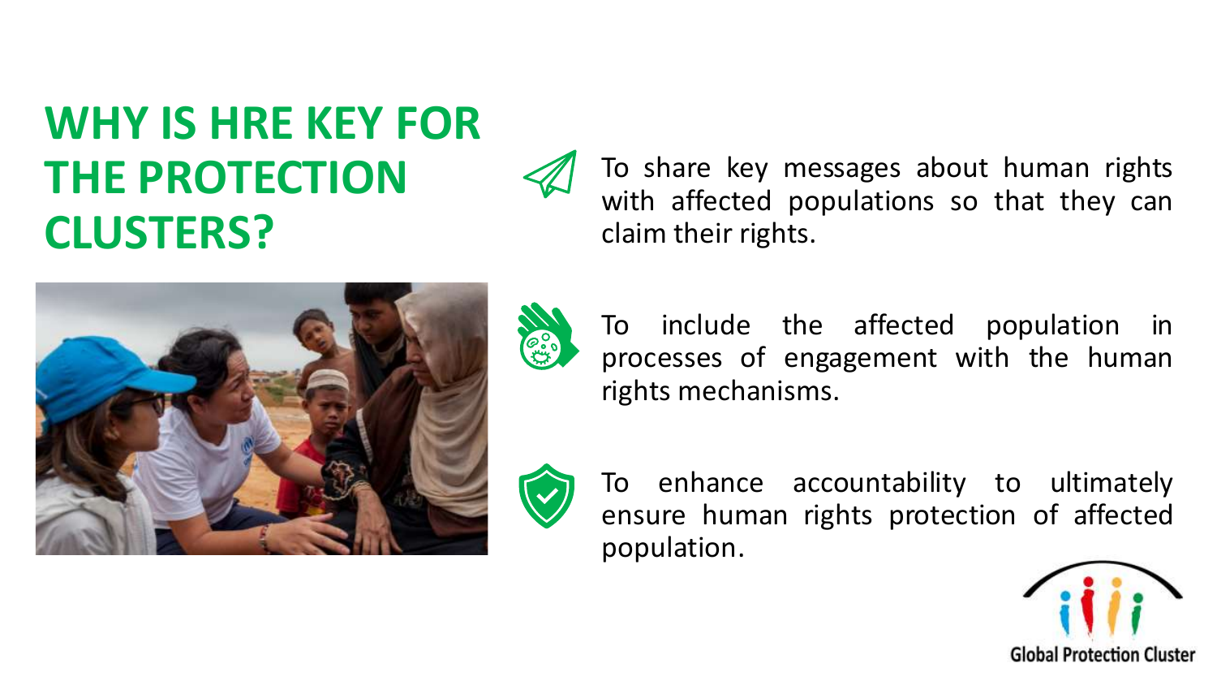# WHY IS HRE KEY FOR THE PROTECTION CLUSTERS?

- To share key messages about human rights with affected populations so that they can claim their rights.
- To include the affected population in processes of engagement with the human rights mechanisms.
- To enhance accountability to ultimately ensure human rights protection of affected population.

Global Protection Cluster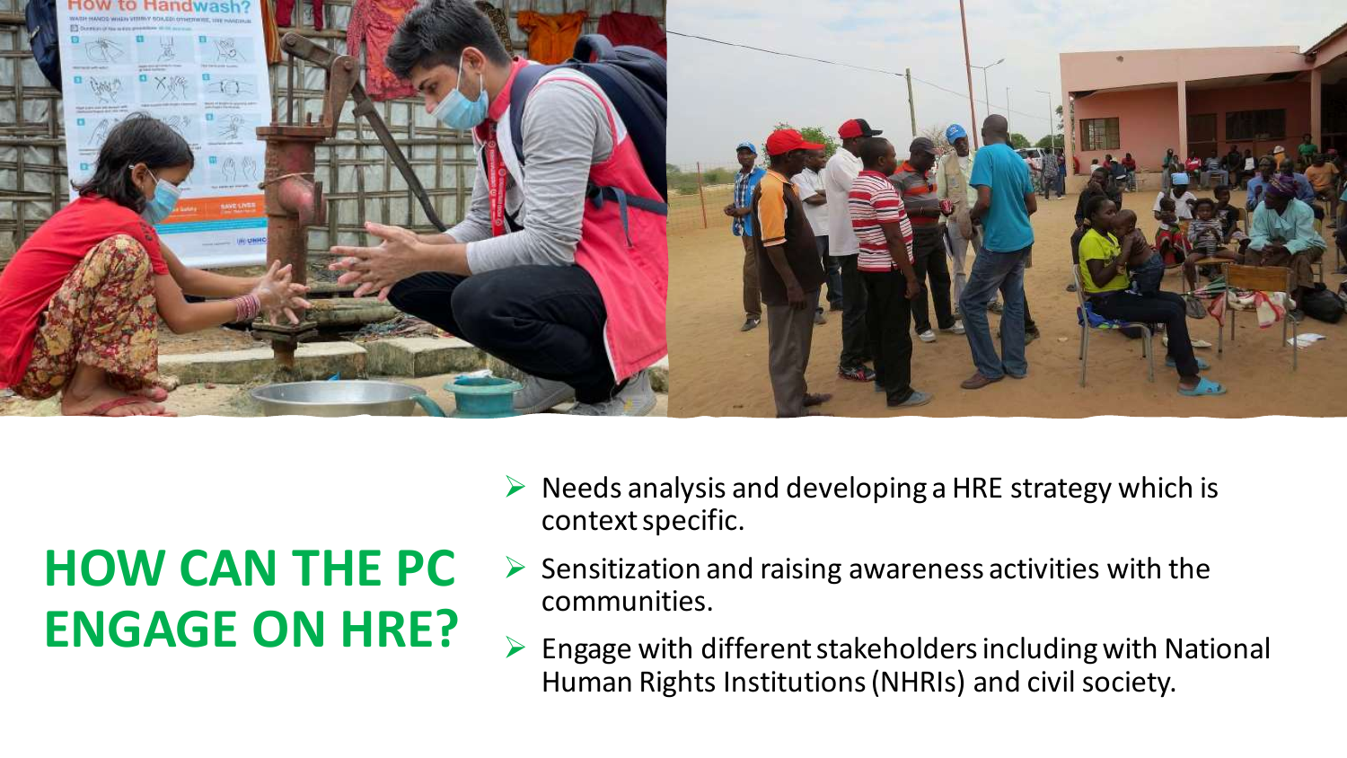# HOW CAN THE PC ENGAGE ON HRE?

- Needs analysis and developing a HRE strategy which is context specific.
- Sensitization and raising awareness activities with the communities.
- Engage with different stakeholders including with National Human Rights Institutions (NHRIs) and civil society.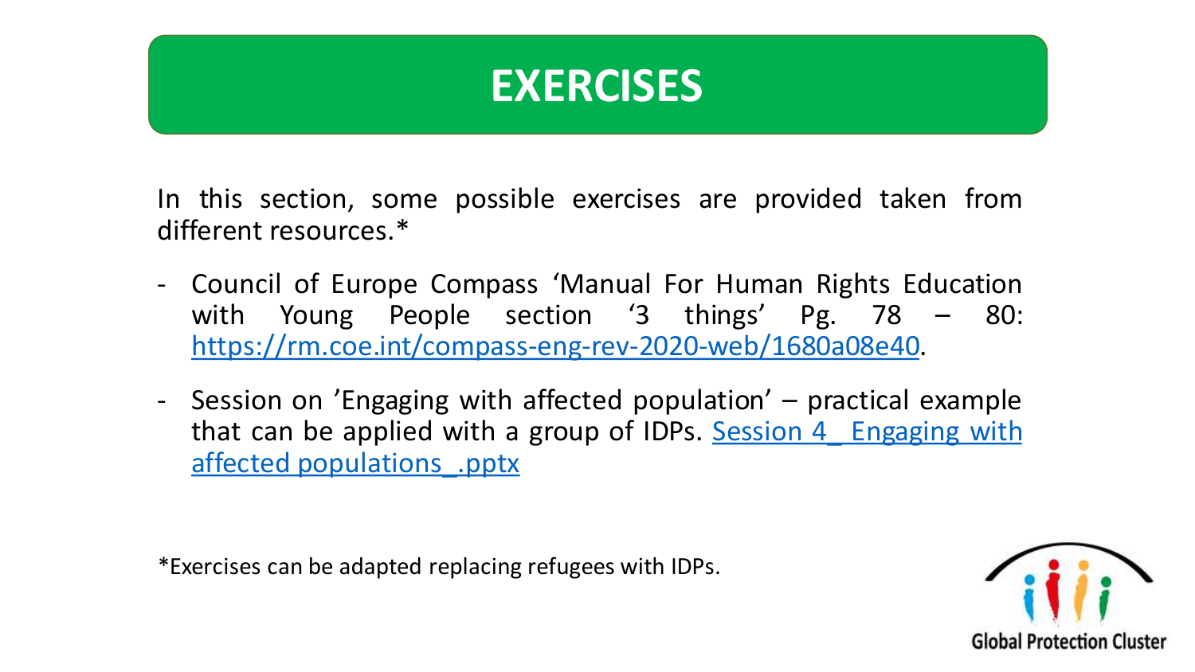# EXERCISES

In this section, some possible exercises are provided taken from different resources.*

- Council of Europe Compass 'Manual For Human Rights Education with Young People section '3 things' Pg. 78 – 80: [https://rm.coe.int/compass-eng-rev-2020-web/1680a08e40](https://rm.coe.int/compass-eng-rev-2020-web/1680a08e40).
- Session on 'Engaging with affected population' – practical example that can be applied with a group of IDPs. Session 4_ Engaging with affected populations_.pptx

*Exercises can be adapted replacing refugees with IDPs.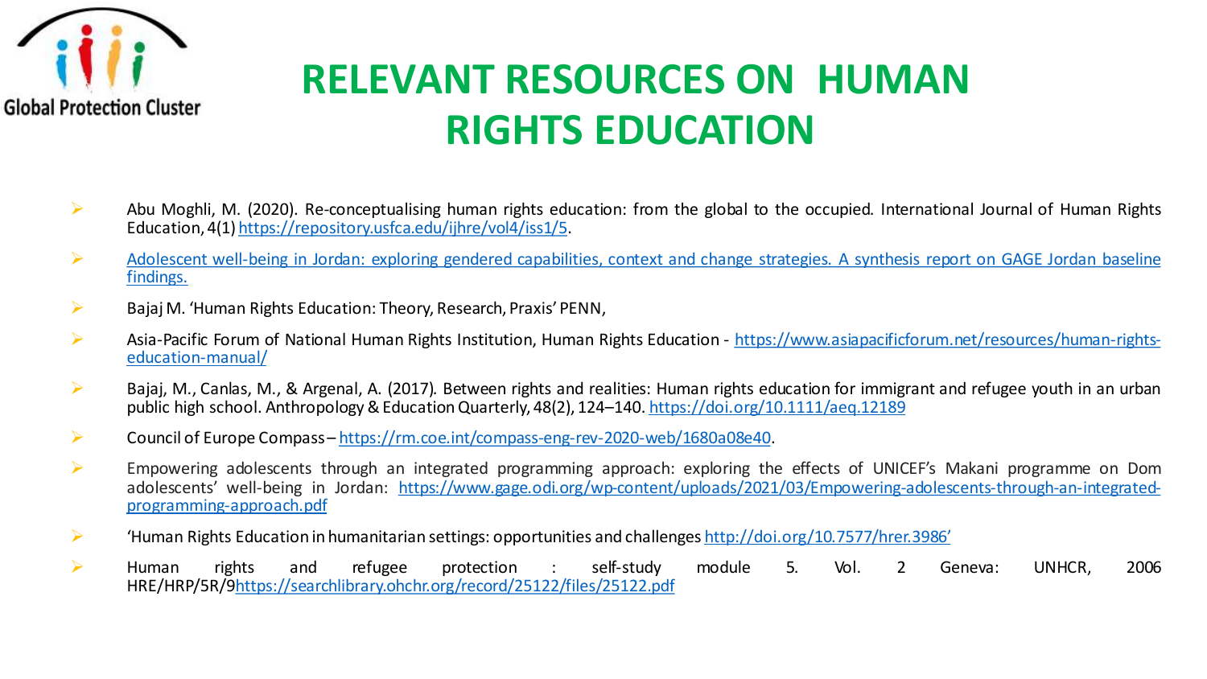# RELEVANT RESOURCES ON HUMAN RIGHTS EDUCATION

- Abu Moghli, M. (2020). Re-conceptualising human rights education: from the global to the occupied. International Journal of Human Rights Education, 4(1) https://repository.usfca.edu/ijhre/vol4/iss1/5.
- Adolescent well-being in Jordan: exploring gendered capabilities, context and change strategies. A synthesis report on GAGE Jordan baseline findings.
- Bajaj M. 'Human Rights Education: Theory, Research, Praxis' PENN,
- Asia-Pacific Forum of National Human Rights Institution, Human Rights Education - https://www.asiapacificforum.net/resources/human-rights-education-manual/
- Bajaj, M., Canlas, M., & Argenal, A. (2017). Between rights and realities: Human rights education for immigrant and refugee youth in an urban public high school. Anthropology & Education Quarterly, 48(2), 124–140. https://doi.org/10.1111/aeq.12189
- Council of Europe Compass – https://rm.coe.int/compass-eng-rev-2020-web/1680a08e40.
- Empowering adolescents through an integrated programming approach: exploring the effects of UNICEF's Makani programme on Dom adolescents' well-being in Jordan: https://www.gage.odi.org/wp-content/uploads/2021/03/Empowering-adolescents-through-an-integrated-programming-approach.pdf
- 'Human Rights Education in humanitarian settings: opportunities and challenges http://doi.org/10.7577/hrer.3986'
- Human rights and refugee protection : self-study module 5. Vol. 2 Geneva: UNHCR, 2006 HRE/HRP/5R/9https://searchlibrary.ohchr.org/record/25122/files/25122.pdf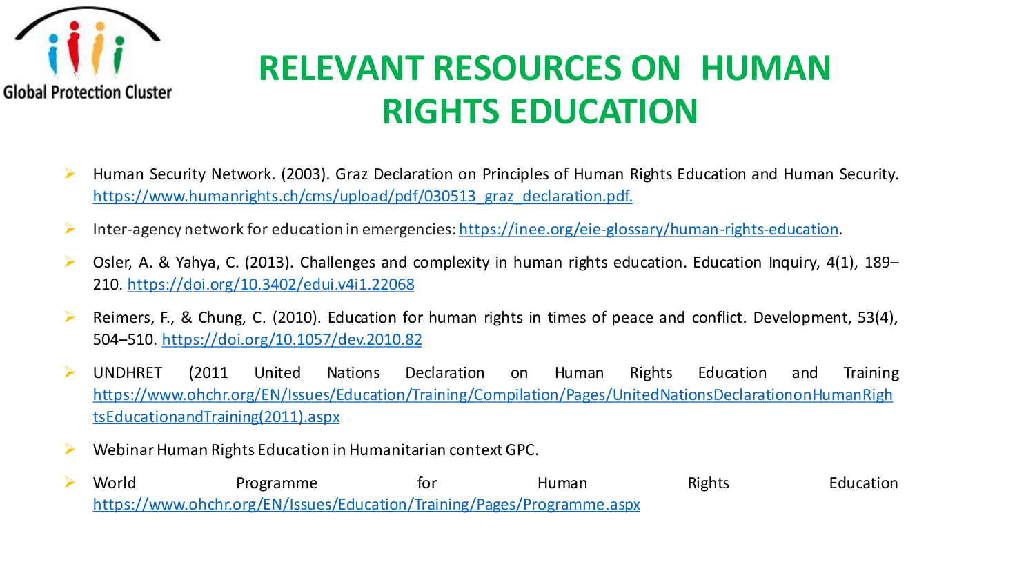# RELEVANT RESOURCES ON HUMAN RIGHTS EDUCATION

- Human Security Network. (2003). Graz Declaration on Principles of Human Rights Education and Human Security. https://www.humanrights.ch/cms/upload/pdf/030513_graz_declaration.pdf.
- Inter-agency network for education in emergencies: https://inee.org/eie-glossary/human-rights-education.
- Osler, A. & Yahya, C. (2013). Challenges and complexity in human rights education. Education Inquiry, 4(1), 189–210. https://doi.org/10.3402/edui.v4i1.22068
- Reimers, F., & Chung, C. (2010). Education for human rights in times of peace and conflict. Development, 53(4), 504–510. https://doi.org/10.1057/dev.2010.82
- UNDHRET (2011 United Nations Declaration on Human Rights Education and Training https://www.ohchr.org/EN/Issues/Education/Training/Compilation/Pages/UnitedNationsDeclarationonHumanRightsEducationandTraining(2011).aspx
- Webinar Human Rights Education in Humanitarian context GPC.
- World Programme for Human Rights Education https://www.ohchr.org/EN/Issues/Education/Training/Pages/Programme.aspx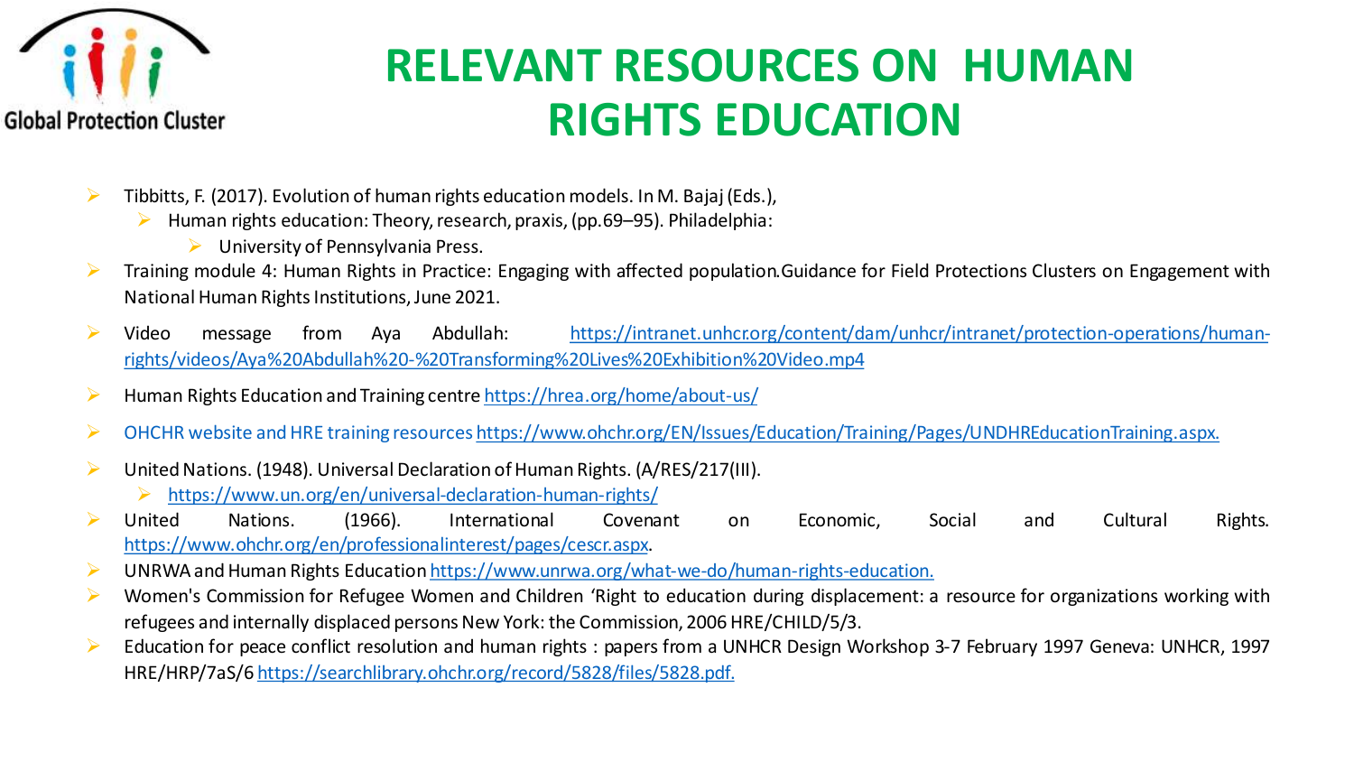# RELEVANT RESOURCES ON HUMAN RIGHTS EDUCATION

- Tibbitts, F. (2017). Evolution of human rights education models. In M. Bajaj (Eds.),
  - Human rights education: Theory, research, praxis, (pp.69–95). Philadelphia:
    - University of Pennsylvania Press.
- Training module 4: Human Rights in Practice: Engaging with affected population.Guidance for Field Protections Clusters on Engagement with National Human Rights Institutions, June 2021.
- Video message from Aya Abdullah: https://intranet.unhcr.org/content/dam/unhcr/intranet/protection-operations/human-rights/videos/Aya%20Abdullah%20-%20Transforming%20Lives%20Exhibition%20Video.mp4
- Human Rights Education and Training centre https://hrea.org/home/about-us/
- OHCHR website and HRE training resources https://www.ohchr.org/EN/Issues/Education/Training/Pages/UNDHREducationTraining.aspx.
- United Nations. (1948). Universal Declaration of Human Rights. (A/RES/217(III).
  - https://www.un.org/en/universal-declaration-human-rights/
- United Nations. (1966). International Covenant on Economic, Social and Cultural Rights. https://www.ohchr.org/en/professionalinterest/pages/cescr.aspx.
- UNRWA and Human Rights Education https://www.unrwa.org/what-we-do/human-rights-education.
- Women's Commission for Refugee Women and Children 'Right to education during displacement: a resource for organizations working with refugees and internally displaced persons New York: the Commission, 2006 HRE/CHILD/5/3.
- Education for peace conflict resolution and human rights : papers from a UNHCR Design Workshop 3-7 February 1997 Geneva: UNHCR, 1997 HRE/HRP/7aS/6 https://searchlibrary.ohchr.org/record/5828/files/5828.pdf.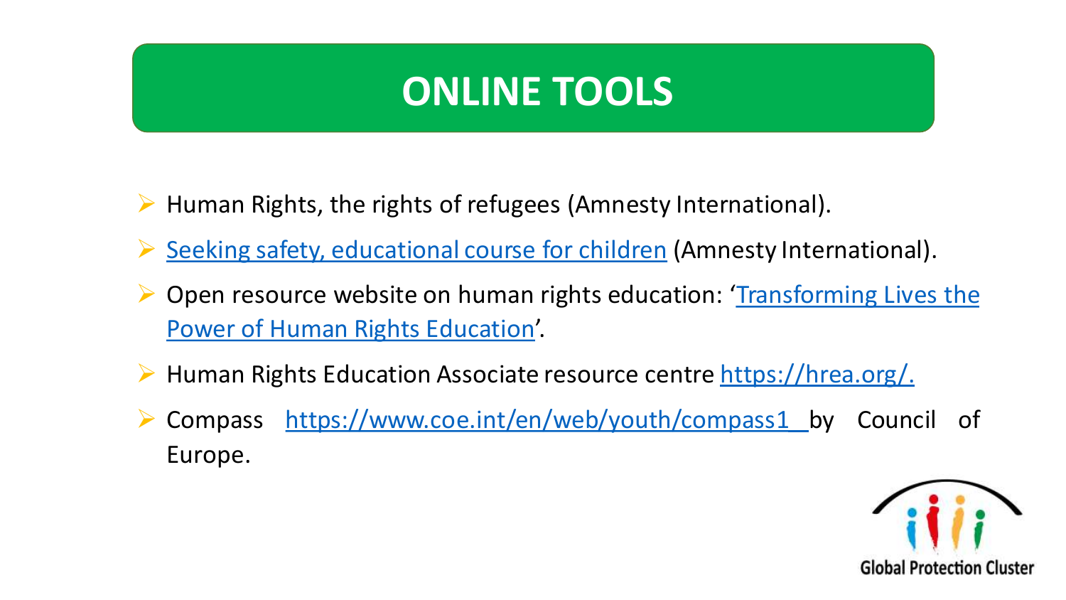# ONLINE TOOLS

- Human Rights, the rights of refugees (Amnesty International).
- Seeking safety, educational course for children (Amnesty International).
- Open resource website on human rights education: 'Transforming Lives the Power of Human Rights Education'.
- Human Rights Education Associate resource centre https://hrea.org/.
- Compass https://www.coe.int/en/web/youth/compass1 by Council of Europe.

Global Protection Cluster